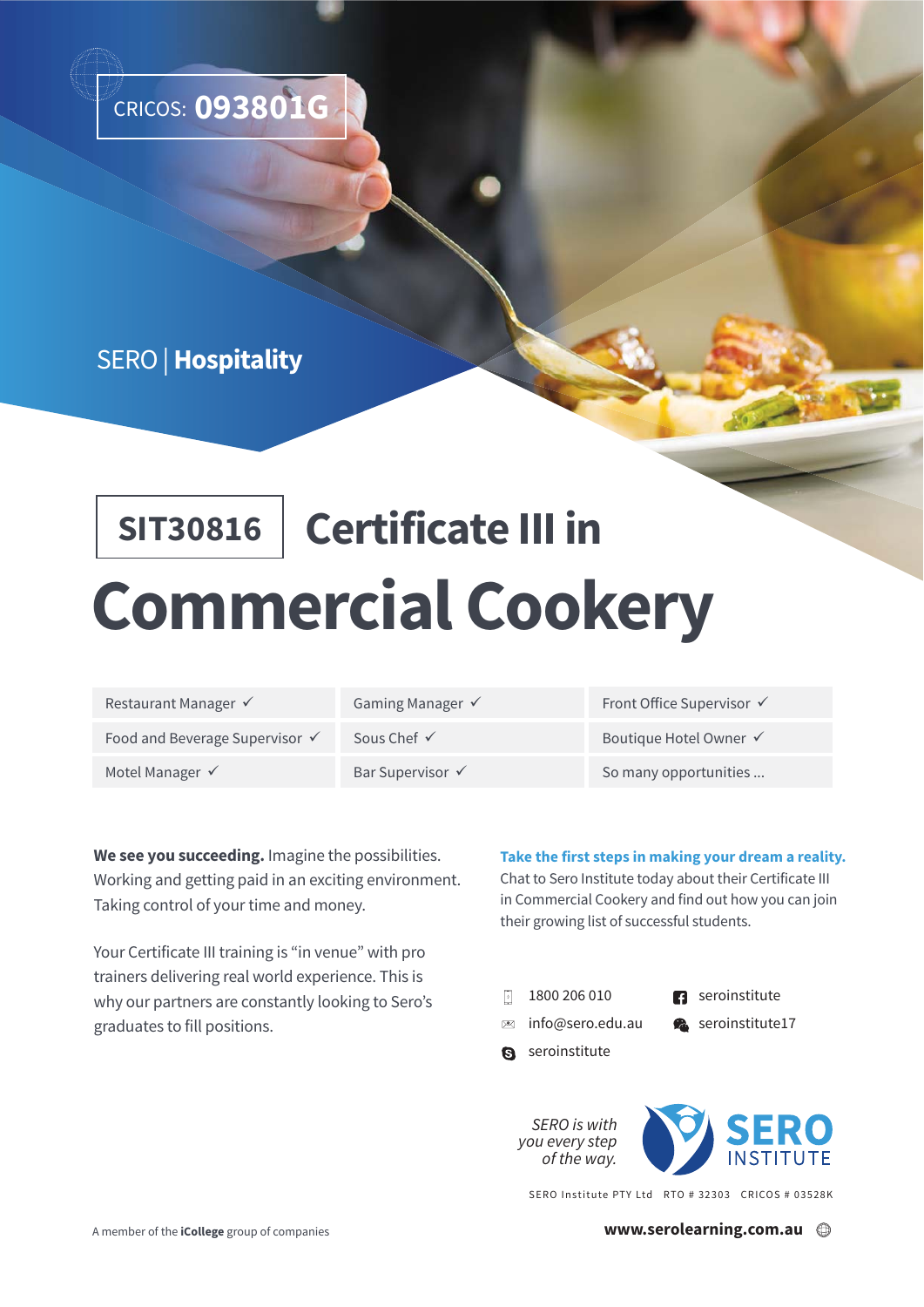CRICOS: **093801G**

SERO | **Hospitality**

# SIT30816 Certificate III in Commercial Cookery

| | | |
|---|---|---|
| Restaurant Manager ✓ | Gaming Manager ✓ | Front Office Supervisor ✓ |
| Food and Beverage Supervisor ✓ | Sous Chef ✓ | Boutique Hotel Owner ✓ |
| Motel Manager ✓ | Bar Supervisor ✓ | So many opportunities ... |

**We see you succeeding.** Imagine the possibilities. Working and getting paid in an exciting environment. Taking control of your time and money.

Your Certificate III training is "in venue" with pro trainers delivering real world experience. This is why our partners are constantly looking to Sero's graduates to fill positions.

**Take the first steps in making your dream a reality.**
Chat to Sero Institute today about their Certificate III in Commercial Cookery and find out how you can join their growing list of successful students.

- 1800 206 010
- info@sero.edu.au
- seroinstitute
- seroinstitute
- seroinstitute17

*SERO is with you every step of the way.*

SERO INSTITUTE

SERO Institute PTY Ltd RTO # 32303 CRICOS # 03528K

A member of the **iCollege** group of companies

**www.serolearning.com.au**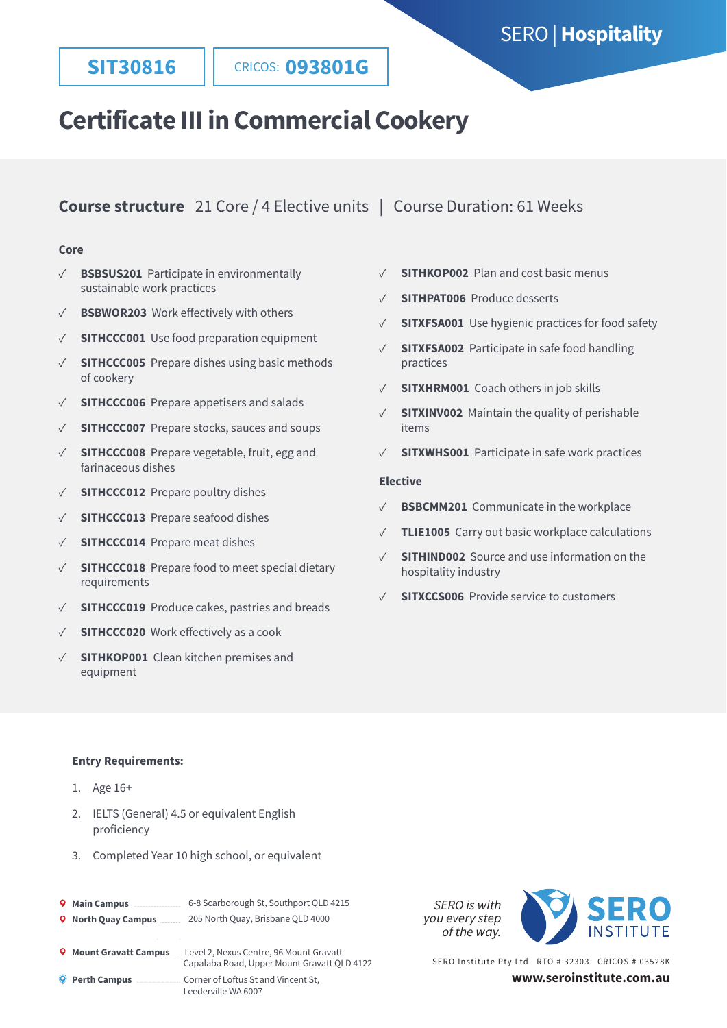SERO | **Hospitality**

**SIT30816** | CRICOS: **093801G**

# Certificate III in Commercial Cookery

## Course structure 21 Core / 4 Elective units | Course Duration: 61 Weeks

### Core

- ✓ **BSBSUS201** Participate in environmentally sustainable work practices
- ✓ **BSBWOR203** Work effectively with others
- ✓ **SITHCCC001** Use food preparation equipment
- ✓ **SITHCCC005** Prepare dishes using basic methods of cookery
- ✓ **SITHCCC006** Prepare appetisers and salads
- ✓ **SITHCCC007** Prepare stocks, sauces and soups
- ✓ **SITHCCC008** Prepare vegetable, fruit, egg and farinaceous dishes
- ✓ **SITHCCC012** Prepare poultry dishes
- ✓ **SITHCCC013** Prepare seafood dishes
- ✓ **SITHCCC014** Prepare meat dishes
- ✓ **SITHCCC018** Prepare food to meet special dietary requirements
- ✓ **SITHCCC019** Produce cakes, pastries and breads
- ✓ **SITHCCC020** Work effectively as a cook
- ✓ **SITHKOP001** Clean kitchen premises and equipment
- ✓ **SITHKOP002** Plan and cost basic menus
- ✓ **SITHPAT006** Produce desserts
- ✓ **SITXFSA001** Use hygienic practices for food safety
- ✓ **SITXFSA002** Participate in safe food handling practices
- ✓ **SITXHRM001** Coach others in job skills
- ✓ **SITXINV002** Maintain the quality of perishable items
- ✓ **SITXWHS001** Participate in safe work practices

### Elective

- ✓ **BSBCMM201** Communicate in the workplace
- ✓ **TLIE1005** Carry out basic workplace calculations
- ✓ **SITHIND002** Source and use information on the hospitality industry
- ✓ **SITXCCS006** Provide service to customers

**Entry Requirements:**

1. Age 16+
2. IELTS (General) 4.5 or equivalent English proficiency
3. Completed Year 10 high school, or equivalent

**Main Campus** 6-8 Scarborough St, Southport QLD 4215

**North Quay Campus** 205 North Quay, Brisbane QLD 4000

**Mount Gravatt Campus** Level 2, Nexus Centre, 96 Mount Gravatt Capalaba Road, Upper Mount Gravatt QLD 4122

**Perth Campus** Corner of Loftus St and Vincent St, Leederville WA 6007

*SERO is with you every step of the way.*

SERO INSTITUTE

SERO Institute Pty Ltd RTO # 32303 CRICOS # 03528K

**www.seroinstitute.com.au**